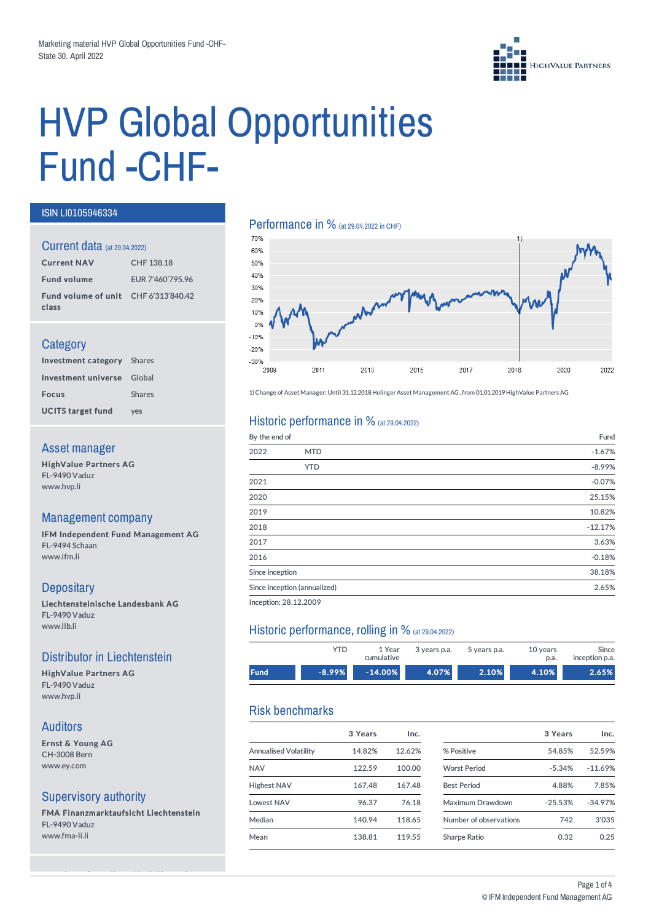Marketing material HVP Global Opportunities Fund -CHF-
State 30. April 2022

# HVP Global Opportunities Fund -CHF-

ISIN LI0105946334

## Current data (at 29.04.2022)

| | |
|---|---|
| **Current NAV** | CHF 138.18 |
| **Fund volume** | EUR 7'460'795.96 |
| **Fund volume of unit class** | CHF 6'313'840.42 |

## Category

| | |
|---|---|
| **Investment category** | Shares |
| **Investment universe** | Global |
| **Focus** | Shares |
| **UCITS target fund** | yes |

## Asset manager

**HighValue Partners AG**
FL-9490 Vaduz
www.hvp.li

## Management company

**IFM Independent Fund Management AG**
FL-9494 Schaan
www.ifm.li

## Depositary

**Liechtensteinische Landesbank AG**
FL-9490 Vaduz
www.llb.li

## Distributor in Liechtenstein

**HighValue Partners AG**
FL-9490 Vaduz
www.hvp.li

## Auditors

**Ernst & Young AG**
CH-3008 Bern
www.ey.com

## Supervisory authority

**FMA Finanzmarktaufsicht Liechtenstein**
FL-9490 Vaduz
www.fma-li.li

## Performance in % (at 29.04.2022 in CHF)

1) Change of Asset Manager: Until 31.12.2018 Holinger Asset Management AG , from 01.01.2019 HighValue Partners AG

## Historic performance in % (at 29.04.2022)

| By the end of | | Fund |
|---|---|---|
| 2022 | MTD | -1.67% |
| | YTD | -8.99% |
| 2021 | | -0.07% |
| 2020 | | 25.15% |
| 2019 | | 10.82% |
| 2018 | | -12.17% |
| 2017 | | 3.63% |
| 2016 | | -0.18% |
| Since inception | | 38.18% |
| Since inception (annualized) | | 2.65% |

Inception: 28.12.2009

## Historic performance, rolling in % (at 29.04.2022)

| | YTD | 1 Year cumulative | 3 years p.a. | 5 years p.a. | 10 years p.a. | Since inception p.a. |
|---|---|---|---|---|---|---|
| **Fund** | -8.99% | -14.00% | 4.07% | 2.10% | 4.10% | 2.65% |

## Risk benchmarks

| | 3 Years | Inc. |
|---|---|---|
| Annualised Volatility | 14.82% | 12.62% |
| NAV | 122.59 | 100.00 |
| Highest NAV | 167.48 | 167.48 |
| Lowest NAV | 96.37 | 76.18 |
| Median | 140.94 | 118.65 |
| Mean | 138.81 | 119.55 |

| | 3 Years | Inc. |
|---|---|---|
| % Positive | 54.85% | 52.59% |
| Worst Period | -5.34% | -11.69% |
| Best Period | 4.88% | 7.85% |
| Maximum Drawdown | -25.53% | -34.97% |
| Number of observations | 742 | 3'035 |
| Sharpe Ratio | 0.32 | 0.25 |

© IFM Independent Fund Management AG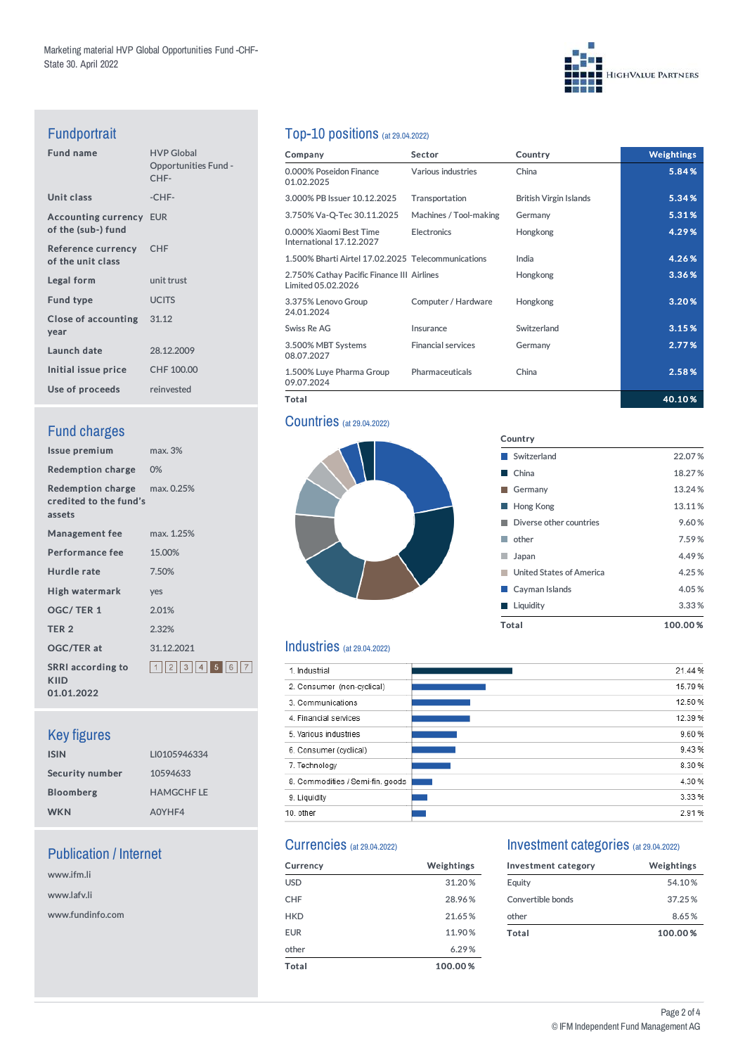Marketing material HVP Global Opportunities Fund -CHF-
State 30. April 2022

## Fundportrait

| | |
|---|---|
| **Fund name** | HVP Global Opportunities Fund -CHF- |
| **Unit class** | -CHF- |
| **Accounting currency of the (sub-) fund** | EUR |
| **Reference currency of the unit class** | CHF |
| **Legal form** | unit trust |
| **Fund type** | UCITS |
| **Close of accounting year** | 31.12 |
| **Launch date** | 28.12.2009 |
| **Initial issue price** | CHF 100.00 |
| **Use of proceeds** | reinvested |

## Fund charges

| | |
|---|---|
| **Issue premium** | max. 3% |
| **Redemption charge** | 0% |
| **Redemption charge credited to the fund's assets** | max. 0.25% |
| **Management fee** | max. 1.25% |
| **Performance fee** | 15.00% |
| **Hurdle rate** | 7.50% |
| **High watermark** | yes |
| **OGC/ TER 1** | 2.01% |
| **TER 2** | 2.32% |
| **OGC/TER at** | 31.12.2021 |
| **SRRI according to KIID 01.01.2022** | 1 2 3 4 **5** 6 7 |

## Key figures

| | |
|---|---|
| **ISIN** | LI0105946334 |
| **Security number** | 10594633 |
| **Bloomberg** | HAMGCHF LE |
| **WKN** | A0YHF4 |

## Publication / Internet

www.ifm.li

www.lafv.li

www.fundinfo.com

## Top-10 positions (at 29.04.2022)

| Company | Sector | Country | Weightings |
|---|---|---|---|
| 0.000% Poseidon Finance 01.02.2025 | Various industries | China | 5.84 % |
| 3.000% PB Issuer 10.12.2025 | Transportation | British Virgin Islands | 5.34 % |
| 3.750% Va-Q-Tec 30.11.2025 | Machines / Tool-making | Germany | 5.31 % |
| 0.000% Xiaomi Best Time International 17.12.2027 | Electronics | Hongkong | 4.29 % |
| 1.500% Bharti Airtel 17.02.2025 | Telecommunications | India | 4.26 % |
| 2.750% Cathay Pacific Finance III Limited 05.02.2026 | Airlines | Hongkong | 3.36 % |
| 3.375% Lenovo Group 24.01.2024 | Computer / Hardware | Hongkong | 3.20 % |
| Swiss Re AG | Insurance | Switzerland | 3.15 % |
| 3.500% MBT Systems 08.07.2027 | Financial services | Germany | 2.77 % |
| 1.500% Luye Pharma Group 09.07.2024 | Pharmaceuticals | China | 2.58 % |
| **Total** | | | **40.10 %** |

## Countries (at 29.04.2022)

| Country | |
|---|---|
| Switzerland | 22.07 % |
| China | 18.27 % |
| Germany | 13.24 % |
| Hong Kong | 13.11 % |
| Diverse other countries | 9.60 % |
| other | 7.59 % |
| Japan | 4.49 % |
| United States of America | 4.25 % |
| Cayman Islands | 4.05 % |
| Liquidity | 3.33 % |
| **Total** | **100.00 %** |

## Industries (at 29.04.2022)

| Industry | |
|---|---|
| 1. Industrial | 21.44 % |
| 2. Consumer (non-cyclical) | 15.79 % |
| 3. Communications | 12.50 % |
| 4. Financial services | 12.39 % |
| 5. Various industries | 9.60 % |
| 6. Consumer (cyclical) | 9.43 % |
| 7. Technology | 8.30 % |
| 8. Commodities / Semi-fin. goods | 4.30 % |
| 9. Liquidity | 3.33 % |
| 10. other | 2.91 % |

## Currencies (at 29.04.2022)

| Currency | Weightings |
|---|---|
| USD | 31.20 % |
| CHF | 28.96 % |
| HKD | 21.65 % |
| EUR | 11.90 % |
| other | 6.29 % |
| **Total** | **100.00 %** |

## Investment categories (at 29.04.2022)

| Investment category | Weightings |
|---|---|
| Equity | 54.10 % |
| Convertible bonds | 37.25 % |
| other | 8.65 % |
| **Total** | **100.00 %** |

© IFM Independent Fund Management AG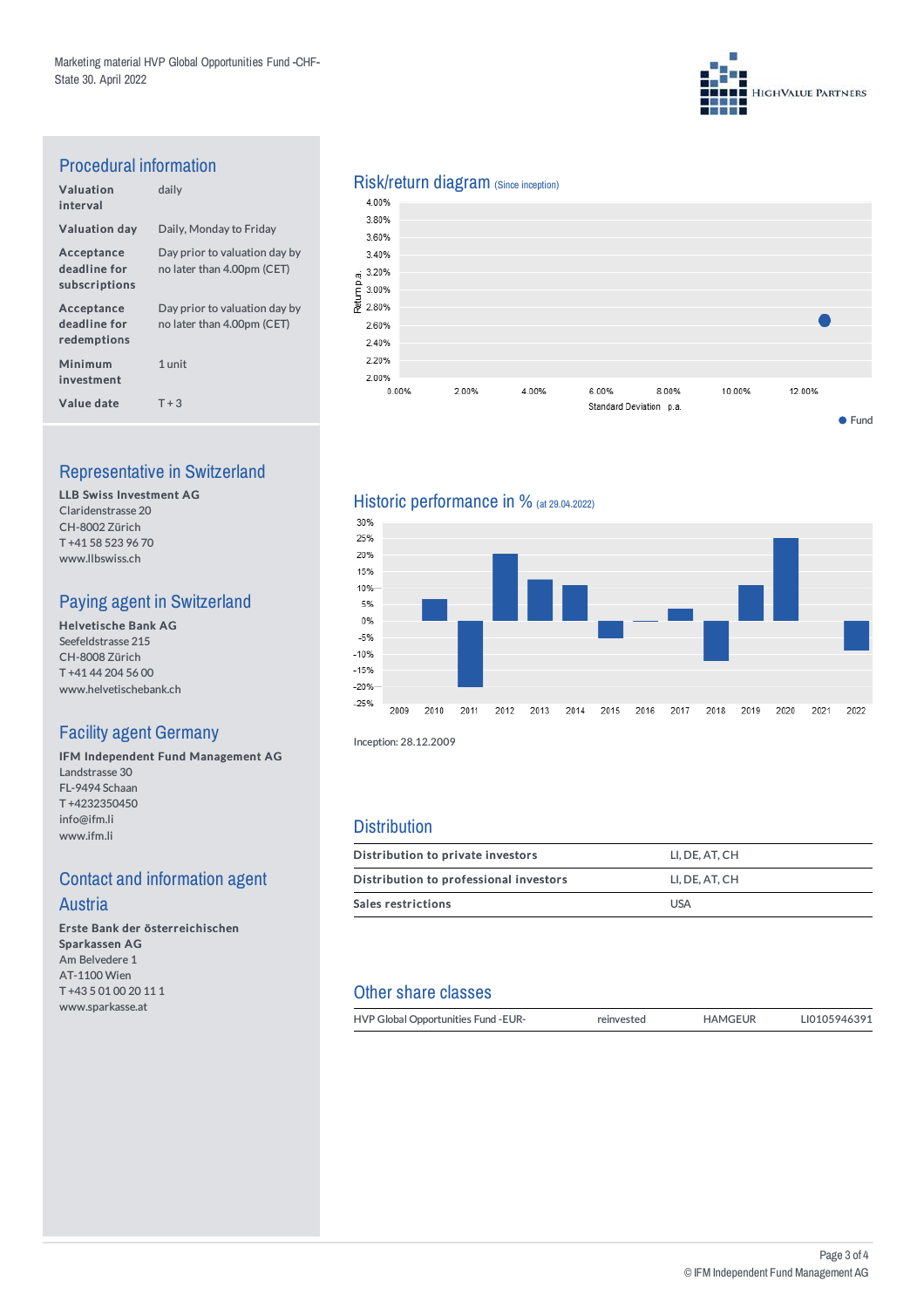## Procedural information

| | |
|---|---|
| **Valuation interval** | daily |
| **Valuation day** | Daily, Monday to Friday |
| **Acceptance deadline for subscriptions** | Day prior to valuation day by no later than 4.00pm (CET) |
| **Acceptance deadline for redemptions** | Day prior to valuation day by no later than 4.00pm (CET) |
| **Minimum investment** | 1 unit |
| **Value date** | T + 3 |

## Representative in Switzerland

**LLB Swiss Investment AG**
Claridenstrasse 20
CH-8002 Zürich
T +41 58 523 96 70
www.llbswiss.ch

## Paying agent in Switzerland

**Helvetische Bank AG**
Seefeldstrasse 215
CH-8008 Zürich
T +41 44 204 56 00
www.helvetischebank.ch

## Facility agent Germany

**IFM Independent Fund Management AG**
Landstrasse 30
FL-9494 Schaan
T +4232350450
info@ifm.li
www.ifm.li

## Contact and information agent Austria

**Erste Bank der österreichischen Sparkassen AG**
Am Belvedere 1
AT-1100 Wien
T +43 5 01 00 20 11 1
www.sparkasse.at

## Risk/return diagram (Since inception)

## Historic performance in % (at 29.04.2022)

Inception: 28.12.2009

## Distribution

| | |
|---|---|
| **Distribution to private investors** | LI, DE, AT, CH |
| **Distribution to professional investors** | LI, DE, AT, CH |
| **Sales restrictions** | USA |

## Other share classes

| | | | |
|---|---|---|---|
| HVP Global Opportunities Fund -EUR- | reinvested | HAMGEUR | LI0105946391 |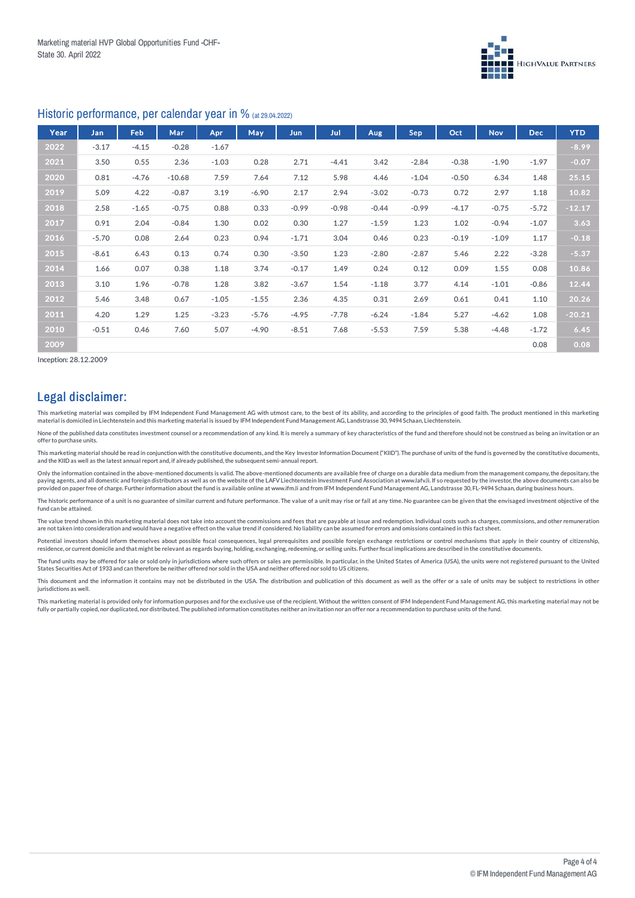Marketing material HVP Global Opportunities Fund -CHF-
State 30. April 2022

## Historic performance, per calendar year in % (at 29.04.2022)

| Year | Jan | Feb | Mar | Apr | May | Jun | Jul | Aug | Sep | Oct | Nov | Dec | YTD |
|---|---|---|---|---|---|---|---|---|---|---|---|---|---|
| 2022 | -3.17 | -4.15 | -0.28 | -1.67 | | | | | | | | | -8.99 |
| 2021 | 3.50 | 0.55 | 2.36 | -1.03 | 0.28 | 2.71 | -4.41 | 3.42 | -2.84 | -0.38 | -1.90 | -1.97 | -0.07 |
| 2020 | 0.81 | -4.76 | -10.68 | 7.59 | 7.64 | 7.12 | 5.98 | 4.46 | -1.04 | -0.50 | 6.34 | 1.48 | 25.15 |
| 2019 | 5.09 | 4.22 | -0.87 | 3.19 | -6.90 | 2.17 | 2.94 | -3.02 | -0.73 | 0.72 | 2.97 | 1.18 | 10.82 |
| 2018 | 2.58 | -1.65 | -0.75 | 0.88 | 0.33 | -0.99 | -0.98 | -0.44 | -0.99 | -4.17 | -0.75 | -5.72 | -12.17 |
| 2017 | 0.91 | 2.04 | -0.84 | 1.30 | 0.02 | 0.30 | 1.27 | -1.59 | 1.23 | 1.02 | -0.94 | -1.07 | 3.63 |
| 2016 | -5.70 | 0.08 | 2.64 | 0.23 | 0.94 | -1.71 | 3.04 | 0.46 | 0.23 | -0.19 | -1.09 | 1.17 | -0.18 |
| 2015 | -8.61 | 6.43 | 0.13 | 0.74 | 0.30 | -3.50 | 1.23 | -2.80 | -2.87 | 5.46 | 2.22 | -3.28 | -5.37 |
| 2014 | 1.66 | 0.07 | 0.38 | 1.18 | 3.74 | -0.17 | 1.49 | 0.24 | 0.12 | 0.09 | 1.55 | 0.08 | 10.86 |
| 2013 | 3.10 | 1.96 | -0.78 | 1.28 | 3.82 | -3.67 | 1.54 | -1.18 | 3.77 | 4.14 | -1.01 | -0.86 | 12.44 |
| 2012 | 5.46 | 3.48 | 0.67 | -1.05 | -1.55 | 2.36 | 4.35 | 0.31 | 2.69 | 0.61 | 0.41 | 1.10 | 20.26 |
| 2011 | 4.20 | 1.29 | 1.25 | -3.23 | -5.76 | -4.95 | -7.78 | -6.24 | -1.84 | 5.27 | -4.62 | 1.08 | -20.21 |
| 2010 | -0.51 | 0.46 | 7.60 | 5.07 | -4.90 | -8.51 | 7.68 | -5.53 | 7.59 | 5.38 | -4.48 | -1.72 | 6.45 |
| 2009 | | | | | | | | | | | | 0.08 | 0.08 |

Inception: 28.12.2009

## Legal disclaimer:

This marketing material was compiled by IFM Independent Fund Management AG with utmost care, to the best of its ability, and according to the principles of good faith. The product mentioned in this marketing material is domiciled in Liechtenstein and this marketing material is issued by IFM Independent Fund Management AG, Landstrasse 30, 9494 Schaan, Liechtenstein.

None of the published data constitutes investment counsel or a recommendation of any kind. It is merely a summary of key characteristics of the fund and therefore should not be construed as being an invitation or an offer to purchase units.

This marketing material should be read in conjunction with the constitutive documents, and the Key Investor Information Document ("KIID"). The purchase of units of the fund is governed by the constitutive documents, and the KIID as well as the latest annual report and, if already published, the subsequent semi-annual report.

Only the information contained in the above-mentioned documents is valid. The above-mentioned documents are available free of charge on a durable data medium from the management company, the depositary, the paying agents, and all domestic and foreign distributors as well as on the website of the LAFV Liechtenstein Investment Fund Association at www.lafv.li. If so requested by the investor, the above documents can also be provided on paper free of charge. Further information about the fund is available online at www.ifm.li and from IFM Independent Fund Management AG, Landstrasse 30, FL-9494 Schaan, during business hours.

The historic performance of a unit is no guarantee of similar current and future performance. The value of a unit may rise or fall at any time. No guarantee can be given that the envisaged investment objective of the fund can be attained.

The value trend shown in this marketing material does not take into account the commissions and fees that are payable at issue and redemption. Individual costs such as charges, commissions, and other remuneration are not taken into consideration and would have a negative effect on the value trend if considered. No liability can be assumed for errors and omissions contained in this fact sheet.

Potential investors should inform themselves about possible fiscal consequences, legal prerequisites and possible foreign exchange restrictions or control mechanisms that apply in their country of citizenship, residence, or current domicile and that might be relevant as regards buying, holding, exchanging, redeeming, or selling units. Further fiscal implications are described in the constitutive documents.

The fund units may be offered for sale or sold only in jurisdictions where such offers or sales are permissible. In particular, in the United States of America (USA), the units were not registered pursuant to the United States Securities Act of 1933 and can therefore be neither offered nor sold in the USA and neither offered nor sold to US citizens.

This document and the information it contains may not be distributed in the USA. The distribution and publication of this document as well as the offer or a sale of units may be subject to restrictions in other jurisdictions as well.

This marketing material is provided only for information purposes and for the exclusive use of the recipient. Without the written consent of IFM Independent Fund Management AG, this marketing material may not be fully or partially copied, nor duplicated, nor distributed. The published information constitutes neither an invitation nor an offer nor a recommendation to purchase units of the fund.

© IFM Independent Fund Management AG